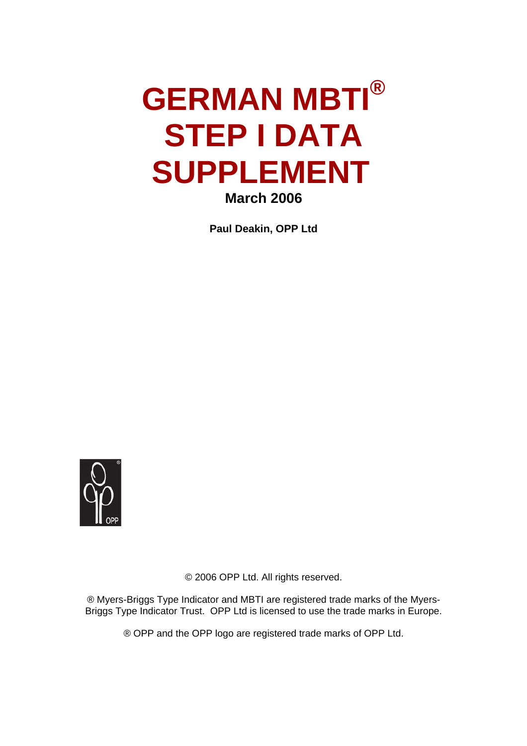# GERMAN MBTI® STEP I DATA SUPPLEMENT

**March 2006**

**Paul Deakin, OPP Ltd**

© 2006 OPP Ltd. All rights reserved.

® Myers-Briggs Type Indicator and MBTI are registered trade marks of the Myers-Briggs Type Indicator Trust. OPP Ltd is licensed to use the trade marks in Europe.

® OPP and the OPP logo are registered trade marks of OPP Ltd.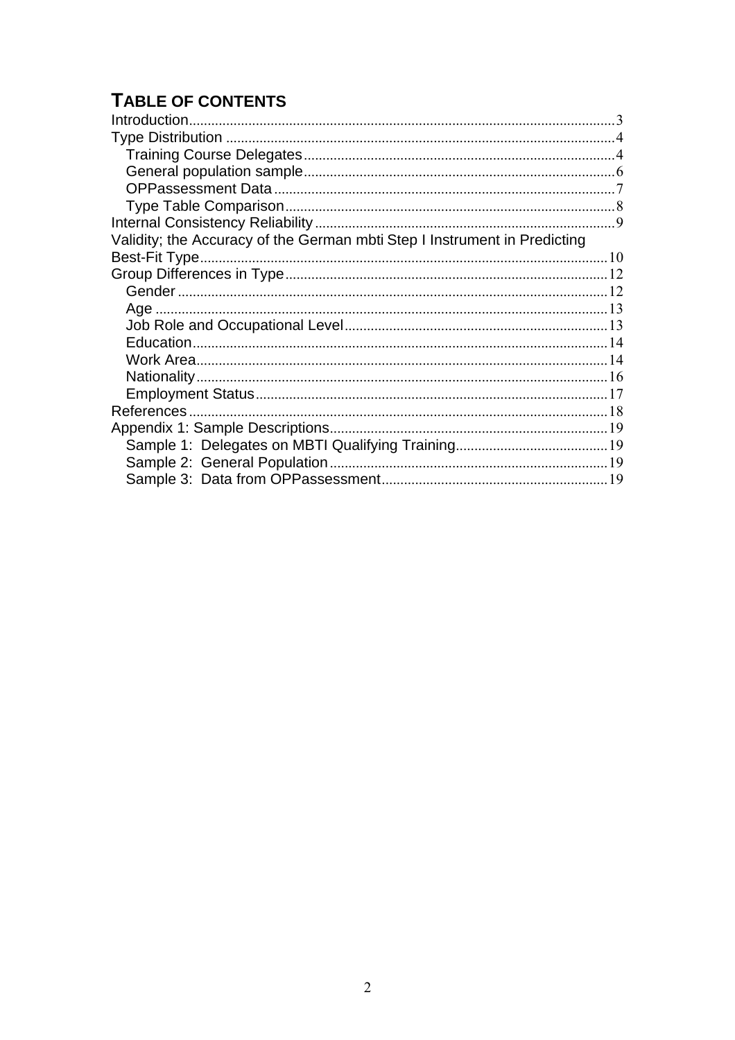# TABLE OF CONTENTS

Introduction..................................................3
Type Distribution ..................................................4
- Training Course Delegates..................................................4
- General population sample..................................................6
- OPPassessment Data..................................................7
- Type Table Comparison..................................................8

Internal Consistency Reliability..................................................9
Validity; the Accuracy of the German mbti Step I Instrument in Predicting Best-Fit Type..................................................10
Group Differences in Type..................................................12
- Gender..................................................12
- Age..................................................13
- Job Role and Occupational Level..................................................13
- Education..................................................14
- Work Area..................................................14
- Nationality..................................................16
- Employment Status..................................................17

References..................................................18
Appendix 1: Sample Descriptions..................................................19
- Sample 1: Delegates on MBTI Qualifying Training..................................................19
- Sample 2: General Population..................................................19
- Sample 3: Data from OPPassessment..................................................19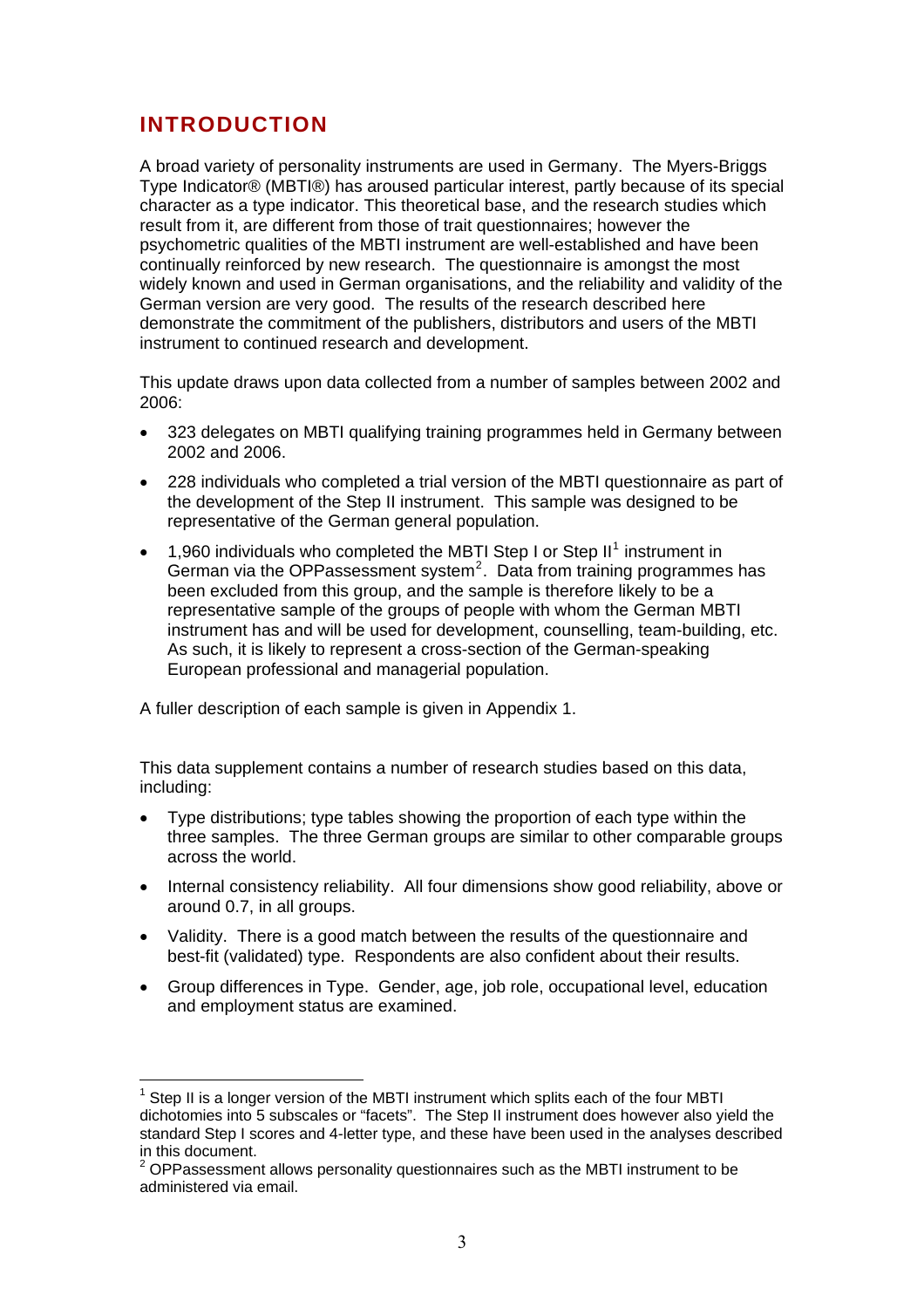# INTRODUCTION

A broad variety of personality instruments are used in Germany. The Myers-Briggs Type Indicator® (MBTI®) has aroused particular interest, partly because of its special character as a type indicator. This theoretical base, and the research studies which result from it, are different from those of trait questionnaires; however the psychometric qualities of the MBTI instrument are well-established and have been continually reinforced by new research. The questionnaire is amongst the most widely known and used in German organisations, and the reliability and validity of the German version are very good. The results of the research described here demonstrate the commitment of the publishers, distributors and users of the MBTI instrument to continued research and development.

This update draws upon data collected from a number of samples between 2002 and 2006:

- 323 delegates on MBTI qualifying training programmes held in Germany between 2002 and 2006.
- 228 individuals who completed a trial version of the MBTI questionnaire as part of the development of the Step II instrument. This sample was designed to be representative of the German general population.
- 1,960 individuals who completed the MBTI Step I or Step II[1] instrument in German via the OPPassessment system[2]. Data from training programmes has been excluded from this group, and the sample is therefore likely to be a representative sample of the groups of people with whom the German MBTI instrument has and will be used for development, counselling, team-building, etc. As such, it is likely to represent a cross-section of the German-speaking European professional and managerial population.

A fuller description of each sample is given in Appendix 1.

This data supplement contains a number of research studies based on this data, including:

- Type distributions; type tables showing the proportion of each type within the three samples. The three German groups are similar to other comparable groups across the world.
- Internal consistency reliability. All four dimensions show good reliability, above or around 0.7, in all groups.
- Validity. There is a good match between the results of the questionnaire and best-fit (validated) type. Respondents are also confident about their results.
- Group differences in Type. Gender, age, job role, occupational level, education and employment status are examined.

[1] Step II is a longer version of the MBTI instrument which splits each of the four MBTI dichotomies into 5 subscales or "facets". The Step II instrument does however also yield the standard Step I scores and 4-letter type, and these have been used in the analyses described in this document.

[2] OPPassessment allows personality questionnaires such as the MBTI instrument to be administered via email.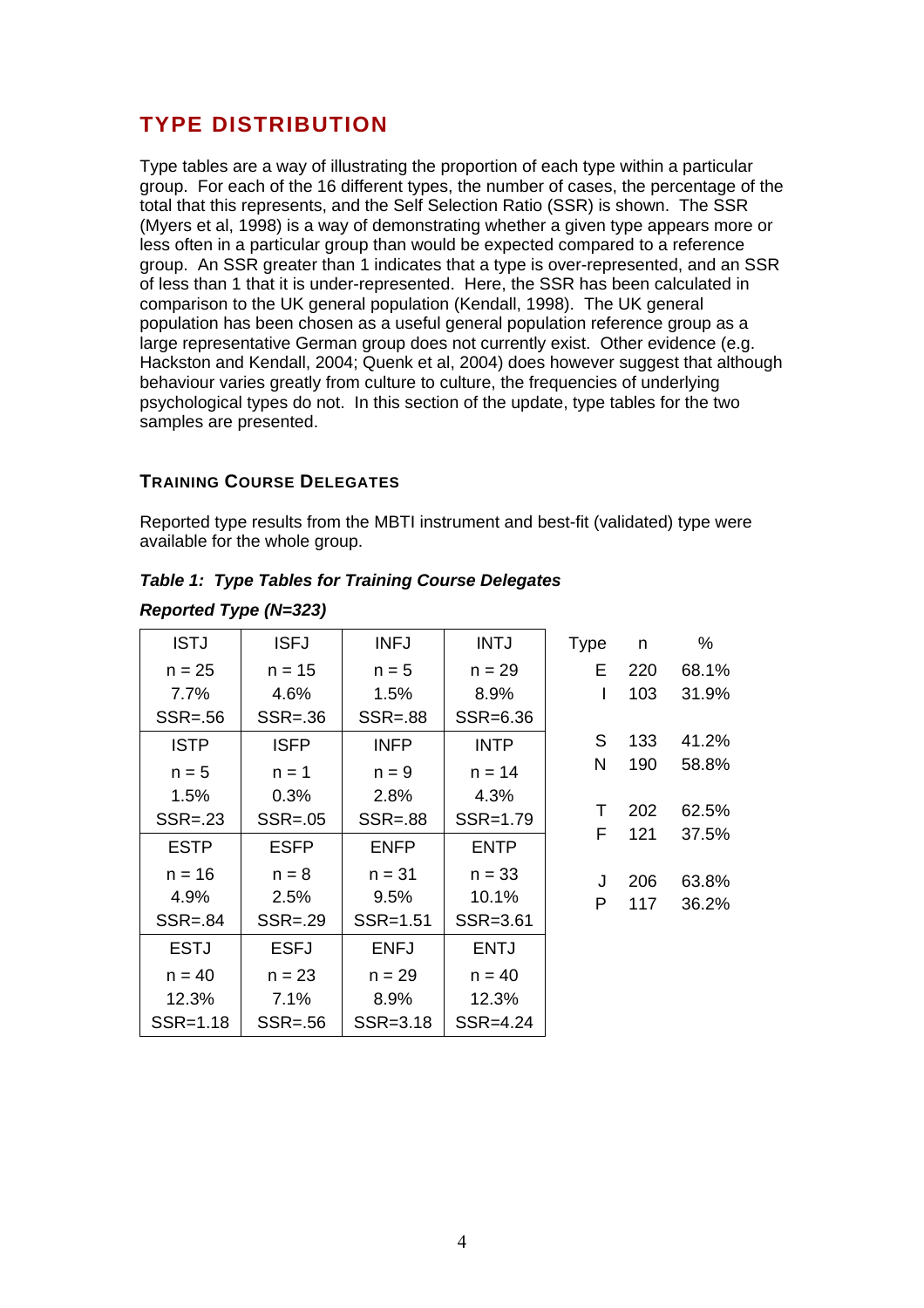## TYPE DISTRIBUTION

Type tables are a way of illustrating the proportion of each type within a particular group. For each of the 16 different types, the number of cases, the percentage of the total that this represents, and the Self Selection Ratio (SSR) is shown. The SSR (Myers et al, 1998) is a way of demonstrating whether a given type appears more or less often in a particular group than would be expected compared to a reference group. An SSR greater than 1 indicates that a type is over-represented, and an SSR of less than 1 that it is under-represented. Here, the SSR has been calculated in comparison to the UK general population (Kendall, 1998). The UK general population has been chosen as a useful general population reference group as a large representative German group does not currently exist. Other evidence (e.g. Hackston and Kendall, 2004; Quenk et al, 2004) does however suggest that although behaviour varies greatly from culture to culture, the frequencies of underlying psychological types do not. In this section of the update, type tables for the two samples are presented.

### TRAINING COURSE DELEGATES

Reported type results from the MBTI instrument and best-fit (validated) type were available for the whole group.

***Table 1: Type Tables for Training Course Delegates***

***Reported Type (N=323)***

| ISTJ | ISFJ | INFJ | INTJ |
|---|---|---|---|
| n = 25<br>7.7%<br>SSR=.56 | n = 15<br>4.6%<br>SSR=.36 | n = 5<br>1.5%<br>SSR=.88 | n = 29<br>8.9%<br>SSR=6.36 |
| **ISTP** | **ISFP** | **INFP** | **INTP** |
| n = 5<br>1.5%<br>SSR=.23 | n = 1<br>0.3%<br>SSR=.05 | n = 9<br>2.8%<br>SSR=.88 | n = 14<br>4.3%<br>SSR=1.79 |
| **ESTP** | **ESFP** | **ENFP** | **ENTP** |
| n = 16<br>4.9%<br>SSR=.84 | n = 8<br>2.5%<br>SSR=.29 | n = 31<br>9.5%<br>SSR=1.51 | n = 33<br>10.1%<br>SSR=3.61 |
| **ESTJ** | **ESFJ** | **ENFJ** | **ENTJ** |
| n = 40<br>12.3%<br>SSR=1.18 | n = 23<br>7.1%<br>SSR=.56 | n = 29<br>8.9%<br>SSR=3.18 | n = 40<br>12.3%<br>SSR=4.24 |

| Type | n | % |
|---|---|---|
| E | 220 | 68.1% |
| I | 103 | 31.9% |
| S | 133 | 41.2% |
| N | 190 | 58.8% |
| T | 202 | 62.5% |
| F | 121 | 37.5% |
| J | 206 | 63.8% |
| P | 117 | 36.2% |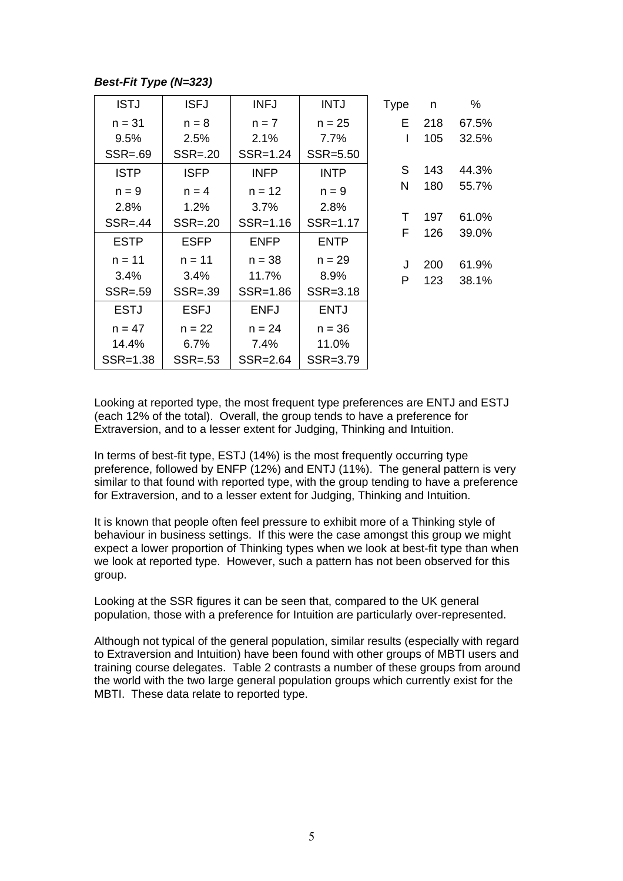***Best-Fit Type (N=323)***

| ISTJ | ISFJ | INFJ | INTJ |
|---|---|---|---|
| n = 31<br>9.5%<br>SSR=.69 | n = 8<br>2.5%<br>SSR=.20 | n = 7<br>2.1%<br>SSR=1.24 | n = 25<br>7.7%<br>SSR=5.50 |
| **ISTP** | **ISFP** | **INFP** | **INTP** |
| n = 9<br>2.8%<br>SSR=.44 | n = 4<br>1.2%<br>SSR=.20 | n = 12<br>3.7%<br>SSR=1.16 | n = 9<br>2.8%<br>SSR=1.17 |
| **ESTP** | **ESFP** | **ENFP** | **ENTP** |
| n = 11<br>3.4%<br>SSR=.59 | n = 11<br>3.4%<br>SSR=.39 | n = 38<br>11.7%<br>SSR=1.86 | n = 29<br>8.9%<br>SSR=3.18 |
| **ESTJ** | **ESFJ** | **ENFJ** | **ENTJ** |
| n = 47<br>14.4%<br>SSR=1.38 | n = 22<br>6.7%<br>SSR=.53 | n = 24<br>7.4%<br>SSR=2.64 | n = 36<br>11.0%<br>SSR=3.79 |

| Type | n | % |
|---|---|---|
| E | 218 | 67.5% |
| I | 105 | 32.5% |
| S | 143 | 44.3% |
| N | 180 | 55.7% |
| T | 197 | 61.0% |
| F | 126 | 39.0% |
| J | 200 | 61.9% |
| P | 123 | 38.1% |

Looking at reported type, the most frequent type preferences are ENTJ and ESTJ (each 12% of the total). Overall, the group tends to have a preference for Extraversion, and to a lesser extent for Judging, Thinking and Intuition.

In terms of best-fit type, ESTJ (14%) is the most frequently occurring type preference, followed by ENFP (12%) and ENTJ (11%). The general pattern is very similar to that found with reported type, with the group tending to have a preference for Extraversion, and to a lesser extent for Judging, Thinking and Intuition.

It is known that people often feel pressure to exhibit more of a Thinking style of behaviour in business settings. If this were the case amongst this group we might expect a lower proportion of Thinking types when we look at best-fit type than when we look at reported type. However, such a pattern has not been observed for this group.

Looking at the SSR figures it can be seen that, compared to the UK general population, those with a preference for Intuition are particularly over-represented.

Although not typical of the general population, similar results (especially with regard to Extraversion and Intuition) have been found with other groups of MBTI users and training course delegates. Table 2 contrasts a number of these groups from around the world with the two large general population groups which currently exist for the MBTI. These data relate to reported type.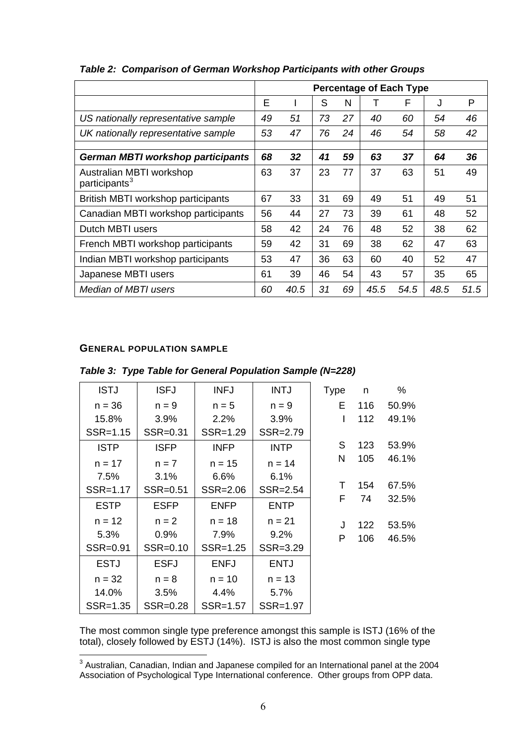***Table 2: Comparison of German Workshop Participants with other Groups***

| | **Percentage of Each Type** | | | | | | | |
|---|---|---|---|---|---|---|---|---|
| | E | I | S | N | T | F | J | P |
| *US nationally representative sample* | *49* | *51* | *73* | *27* | *40* | *60* | *54* | *46* |
| *UK nationally representative sample* | *53* | *47* | *76* | *24* | *46* | *54* | *58* | *42* |
| | | | | | | | | |
| ***German MBTI workshop participants*** | ***68*** | ***32*** | ***41*** | ***59*** | ***63*** | ***37*** | ***64*** | ***36*** |
| Australian MBTI workshop participants[3] | 63 | 37 | 23 | 77 | 37 | 63 | 51 | 49 |
| British MBTI workshop participants | 67 | 33 | 31 | 69 | 49 | 51 | 49 | 51 |
| Canadian MBTI workshop participants | 56 | 44 | 27 | 73 | 39 | 61 | 48 | 52 |
| Dutch MBTI users | 58 | 42 | 24 | 76 | 48 | 52 | 38 | 62 |
| French MBTI workshop participants | 59 | 42 | 31 | 69 | 38 | 62 | 47 | 63 |
| Indian MBTI workshop participants | 53 | 47 | 36 | 63 | 60 | 40 | 52 | 47 |
| Japanese MBTI users | 61 | 39 | 46 | 54 | 43 | 57 | 35 | 65 |
| *Median of MBTI users* | *60* | *40.5* | *31* | *69* | *45.5* | *54.5* | *48.5* | *51.5* |

#### GENERAL POPULATION SAMPLE

***Table 3: Type Table for General Population Sample (N=228)***

| ISTJ | ISFJ | INFJ | INTJ |
|---|---|---|---|
| n = 36<br>15.8%<br>SSR=1.15 | n = 9<br>3.9%<br>SSR=0.31 | n = 5<br>2.2%<br>SSR=1.29 | n = 9<br>3.9%<br>SSR=2.79 |
| **ISTP** | **ISFP** | **INFP** | **INTP** |
| n = 17<br>7.5%<br>SSR=1.17 | n = 7<br>3.1%<br>SSR=0.51 | n = 15<br>6.6%<br>SSR=2.06 | n = 14<br>6.1%<br>SSR=2.54 |
| **ESTP** | **ESFP** | **ENFP** | **ENTP** |
| n = 12<br>5.3%<br>SSR=0.91 | n = 2<br>0.9%<br>SSR=0.10 | n = 18<br>7.9%<br>SSR=1.25 | n = 21<br>9.2%<br>SSR=3.29 |
| **ESTJ** | **ESFJ** | **ENFJ** | **ENTJ** |
| n = 32<br>14.0%<br>SSR=1.35 | n = 8<br>3.5%<br>SSR=0.28 | n = 10<br>4.4%<br>SSR=1.57 | n = 13<br>5.7%<br>SSR=1.97 |

| Type | n | % |
|---|---|---|
| E | 116 | 50.9% |
| I | 112 | 49.1% |
| S | 123 | 53.9% |
| N | 105 | 46.1% |
| T | 154 | 67.5% |
| F | 74 | 32.5% |
| J | 122 | 53.5% |
| P | 106 | 46.5% |

The most common single type preference amongst this sample is ISTJ (16% of the total), closely followed by ESTJ (14%). ISTJ is also the most common single type

[3] Australian, Canadian, Indian and Japanese compiled for an International panel at the 2004 Association of Psychological Type International conference. Other groups from OPP data.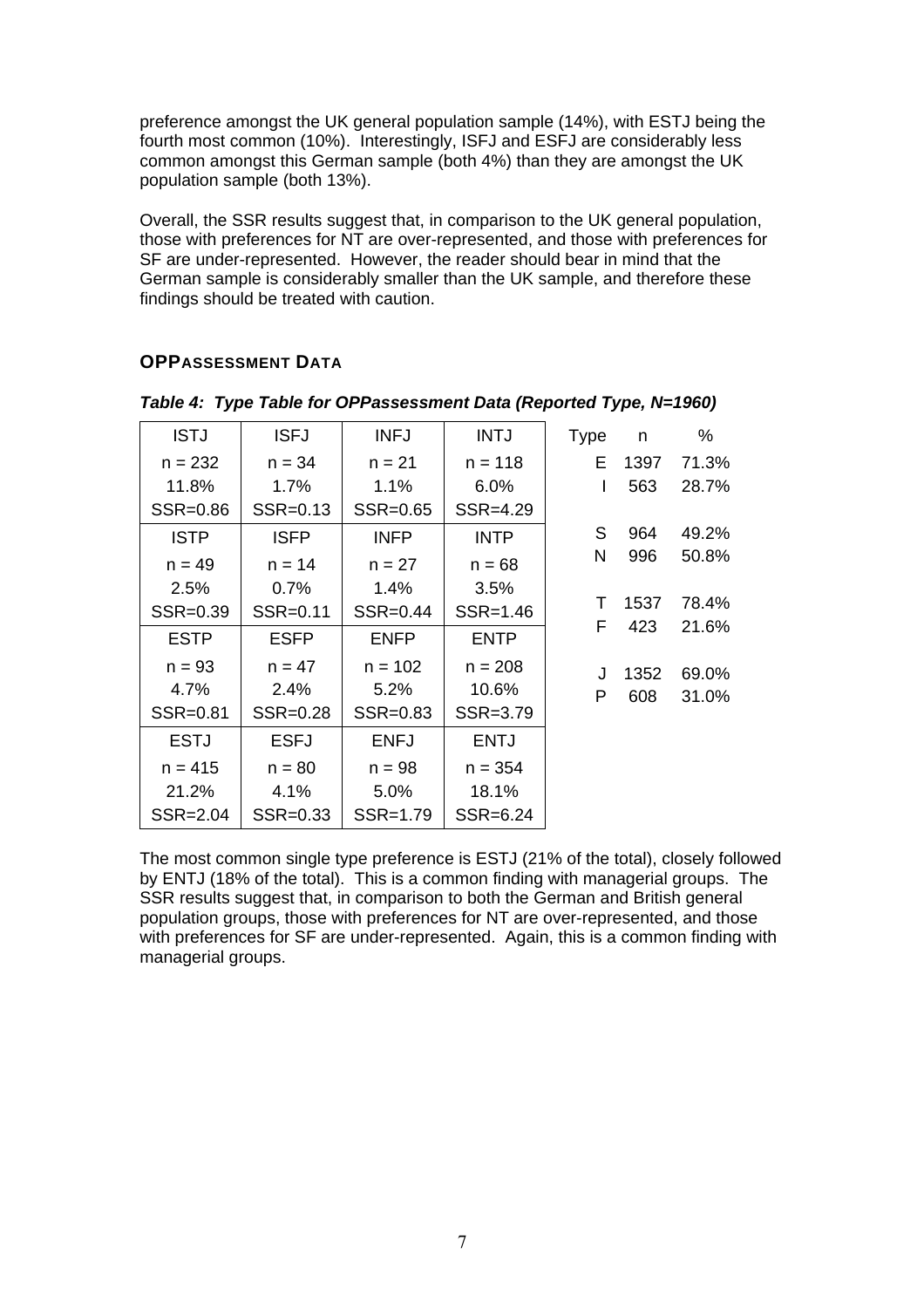preference amongst the UK general population sample (14%), with ESTJ being the fourth most common (10%). Interestingly, ISFJ and ESFJ are considerably less common amongst this German sample (both 4%) than they are amongst the UK population sample (both 13%).

Overall, the SSR results suggest that, in comparison to the UK general population, those with preferences for NT are over-represented, and those with preferences for SF are under-represented. However, the reader should bear in mind that the German sample is considerably smaller than the UK sample, and therefore these findings should be treated with caution.

## OPPASSESSMENT DATA

***Table 4: Type Table for OPPassessment Data (Reported Type, N=1960)***

| ISTJ | ISFJ | INFJ | INTJ |
|---|---|---|---|
| n = 232<br>11.8%<br>SSR=0.86 | n = 34<br>1.7%<br>SSR=0.13 | n = 21<br>1.1%<br>SSR=0.65 | n = 118<br>6.0%<br>SSR=4.29 |
| **ISTP** | **ISFP** | **INFP** | **INTP** |
| n = 49<br>2.5%<br>SSR=0.39 | n = 14<br>0.7%<br>SSR=0.11 | n = 27<br>1.4%<br>SSR=0.44 | n = 68<br>3.5%<br>SSR=1.46 |
| **ESTP** | **ESFP** | **ENFP** | **ENTP** |
| n = 93<br>4.7%<br>SSR=0.81 | n = 47<br>2.4%<br>SSR=0.28 | n = 102<br>5.2%<br>SSR=0.83 | n = 208<br>10.6%<br>SSR=3.79 |
| **ESTJ** | **ESFJ** | **ENFJ** | **ENTJ** |
| n = 415<br>21.2%<br>SSR=2.04 | n = 80<br>4.1%<br>SSR=0.33 | n = 98<br>5.0%<br>SSR=1.79 | n = 354<br>18.1%<br>SSR=6.24 |

| Type | n | % |
|---|---|---|
| E | 1397 | 71.3% |
| I | 563 | 28.7% |
| S | 964 | 49.2% |
| N | 996 | 50.8% |
| T | 1537 | 78.4% |
| F | 423 | 21.6% |
| J | 1352 | 69.0% |
| P | 608 | 31.0% |

The most common single type preference is ESTJ (21% of the total), closely followed by ENTJ (18% of the total). This is a common finding with managerial groups. The SSR results suggest that, in comparison to both the German and British general population groups, those with preferences for NT are over-represented, and those with preferences for SF are under-represented. Again, this is a common finding with managerial groups.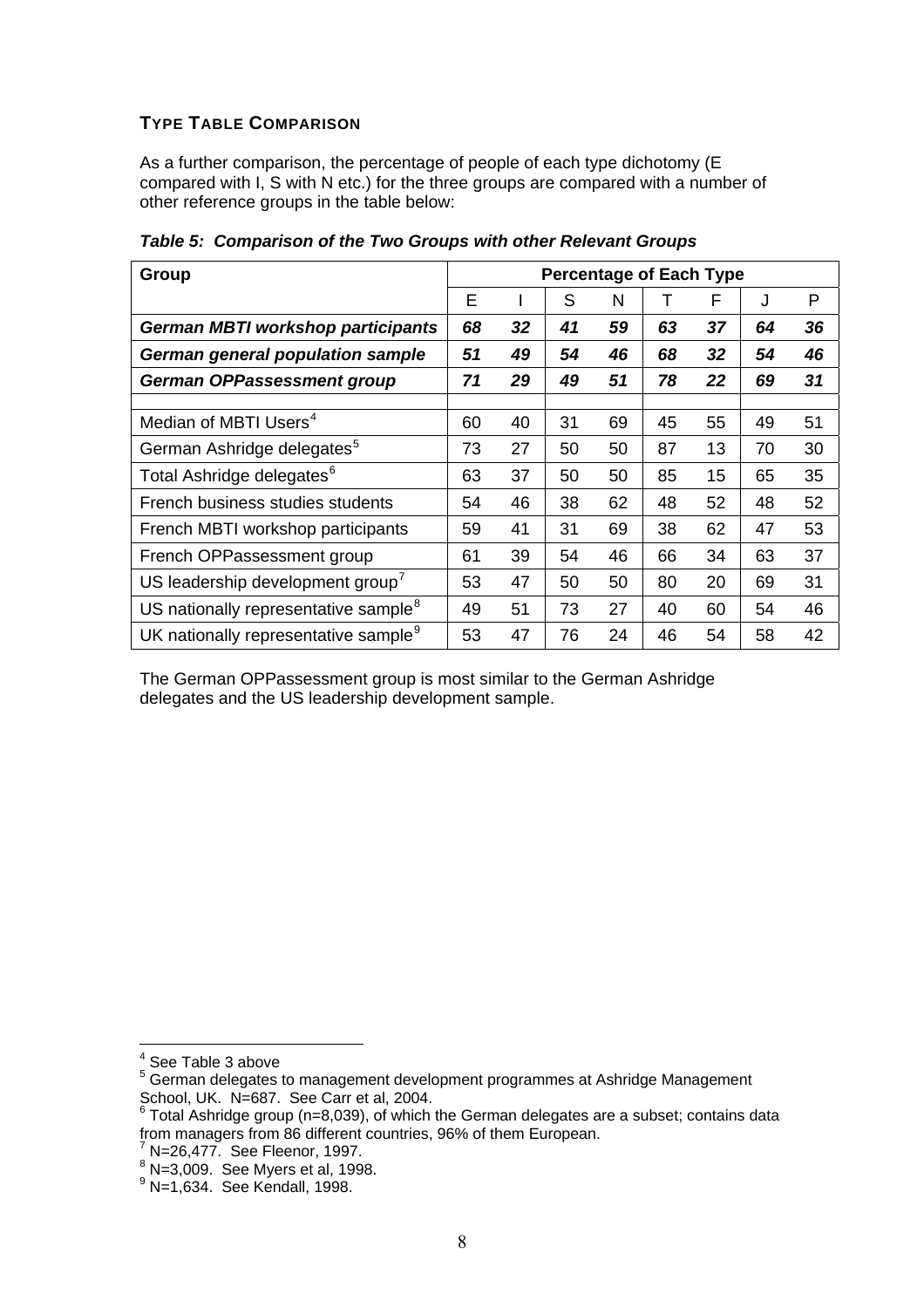### Type Table Comparison

As a further comparison, the percentage of people of each type dichotomy (E compared with I, S with N etc.) for the three groups are compared with a number of other reference groups in the table below:

***Table 5: Comparison of the Two Groups with other Relevant Groups***

| **Group** | **Percentage of Each Type** | | | | | | | |
|---|---|---|---|---|---|---|---|---|
| | E | I | S | N | T | F | J | P |
| ***German MBTI workshop participants*** | ***68*** | ***32*** | ***41*** | ***59*** | ***63*** | ***37*** | ***64*** | ***36*** |
| ***German general population sample*** | ***51*** | ***49*** | ***54*** | ***46*** | ***68*** | ***32*** | ***54*** | ***46*** |
| ***German OPPassessment group*** | ***71*** | ***29*** | ***49*** | ***51*** | ***78*** | ***22*** | ***69*** | ***31*** |
| | | | | | | | | |
| Median of MBTI Users[4] | 60 | 40 | 31 | 69 | 45 | 55 | 49 | 51 |
| German Ashridge delegates[5] | 73 | 27 | 50 | 50 | 87 | 13 | 70 | 30 |
| Total Ashridge delegates[6] | 63 | 37 | 50 | 50 | 85 | 15 | 65 | 35 |
| French business studies students | 54 | 46 | 38 | 62 | 48 | 52 | 48 | 52 |
| French MBTI workshop participants | 59 | 41 | 31 | 69 | 38 | 62 | 47 | 53 |
| French OPPassessment group | 61 | 39 | 54 | 46 | 66 | 34 | 63 | 37 |
| US leadership development group[7] | 53 | 47 | 50 | 50 | 80 | 20 | 69 | 31 |
| US nationally representative sample[8] | 49 | 51 | 73 | 27 | 40 | 60 | 54 | 46 |
| UK nationally representative sample[9] | 53 | 47 | 76 | 24 | 46 | 54 | 58 | 42 |

The German OPPassessment group is most similar to the German Ashridge delegates and the US leadership development sample.

---

[4] See Table 3 above

[5] German delegates to management development programmes at Ashridge Management School, UK. N=687. See Carr et al, 2004.

[6] Total Ashridge group (n=8,039), of which the German delegates are a subset; contains data from managers from 86 different countries, 96% of them European.

[7] N=26,477. See Fleenor, 1997.

[8] N=3,009. See Myers et al, 1998.

[9] N=1,634. See Kendall, 1998.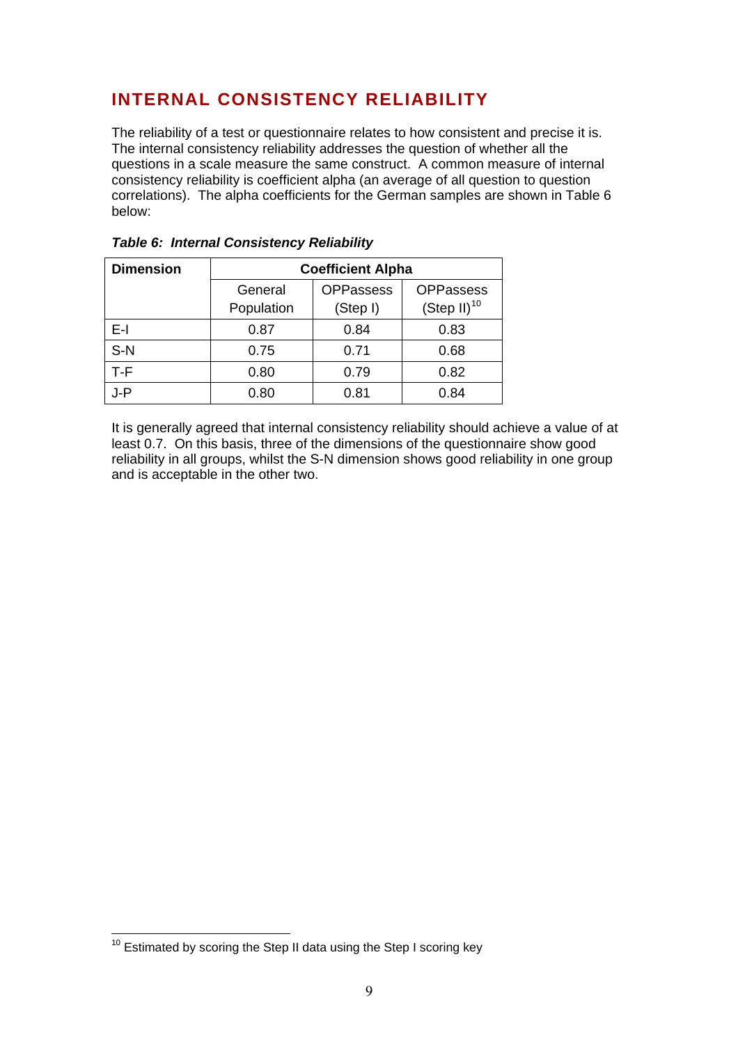## INTERNAL CONSISTENCY RELIABILITY

The reliability of a test or questionnaire relates to how consistent and precise it is. The internal consistency reliability addresses the question of whether all the questions in a scale measure the same construct. A common measure of internal consistency reliability is coefficient alpha (an average of all question to question correlations). The alpha coefficients for the German samples are shown in Table 6 below:

***Table 6: Internal Consistency Reliability***

| **Dimension** | **Coefficient Alpha** | | |
|---|---|---|---|
| | General Population | OPPassess (Step I) | OPPassess (Step II)[10] |
| E-I | 0.87 | 0.84 | 0.83 |
| S-N | 0.75 | 0.71 | 0.68 |
| T-F | 0.80 | 0.79 | 0.82 |
| J-P | 0.80 | 0.81 | 0.84 |

It is generally agreed that internal consistency reliability should achieve a value of at least 0.7. On this basis, three of the dimensions of the questionnaire show good reliability in all groups, whilst the S-N dimension shows good reliability in one group and is acceptable in the other two.

[10] Estimated by scoring the Step II data using the Step I scoring key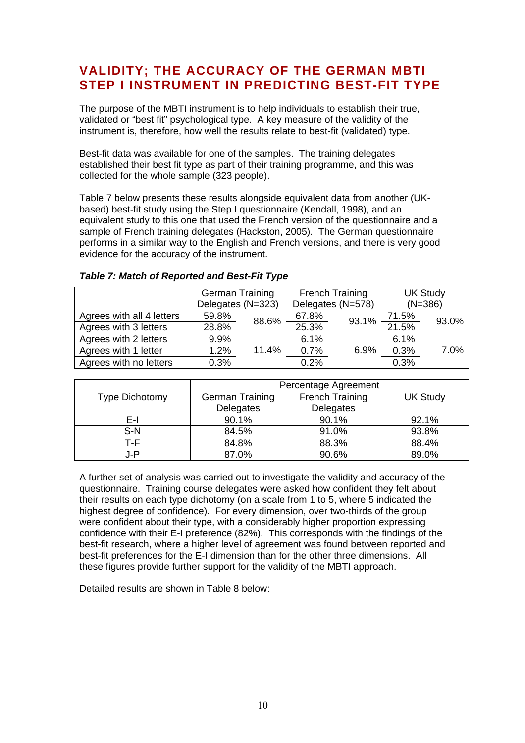# VALIDITY; THE ACCURACY OF THE GERMAN MBTI STEP I INSTRUMENT IN PREDICTING BEST-FIT TYPE

The purpose of the MBTI instrument is to help individuals to establish their true, validated or "best fit" psychological type. A key measure of the validity of the instrument is, therefore, how well the results relate to best-fit (validated) type.

Best-fit data was available for one of the samples. The training delegates established their best fit type as part of their training programme, and this was collected for the whole sample (323 people).

Table 7 below presents these results alongside equivalent data from another (UK-based) best-fit study using the Step I questionnaire (Kendall, 1998), and an equivalent study to this one that used the French version of the questionnaire and a sample of French training delegates (Hackston, 2005). The German questionnaire performs in a similar way to the English and French versions, and there is very good evidence for the accuracy of the instrument.

***Table 7: Match of Reported and Best-Fit Type***

| | German Training Delegates (N=323) | | French Training Delegates (N=578) | | UK Study (N=386) | |
|---|---|---|---|---|---|---|
| Agrees with all 4 letters | 59.8% | 88.6% | 67.8% | 93.1% | 71.5% | 93.0% |
| Agrees with 3 letters | 28.8% | | 25.3% | | 21.5% | |
| Agrees with 2 letters | 9.9% | 11.4% | 6.1% | 6.9% | 6.1% | 7.0% |
| Agrees with 1 letter | 1.2% | | 0.7% | | 0.3% | |
| Agrees with no letters | 0.3% | | 0.2% | | 0.3% | |

| | Percentage Agreement | | |
|---|---|---|---|
| Type Dichotomy | German Training Delegates | French Training Delegates | UK Study |
| E-I | 90.1% | 90.1% | 92.1% |
| S-N | 84.5% | 91.0% | 93.8% |
| T-F | 84.8% | 88.3% | 88.4% |
| J-P | 87.0% | 90.6% | 89.0% |

A further set of analysis was carried out to investigate the validity and accuracy of the questionnaire. Training course delegates were asked how confident they felt about their results on each type dichotomy (on a scale from 1 to 5, where 5 indicated the highest degree of confidence). For every dimension, over two-thirds of the group were confident about their type, with a considerably higher proportion expressing confidence with their E-I preference (82%). This corresponds with the findings of the best-fit research, where a higher level of agreement was found between reported and best-fit preferences for the E-I dimension than for the other three dimensions. All these figures provide further support for the validity of the MBTI approach.

Detailed results are shown in Table 8 below: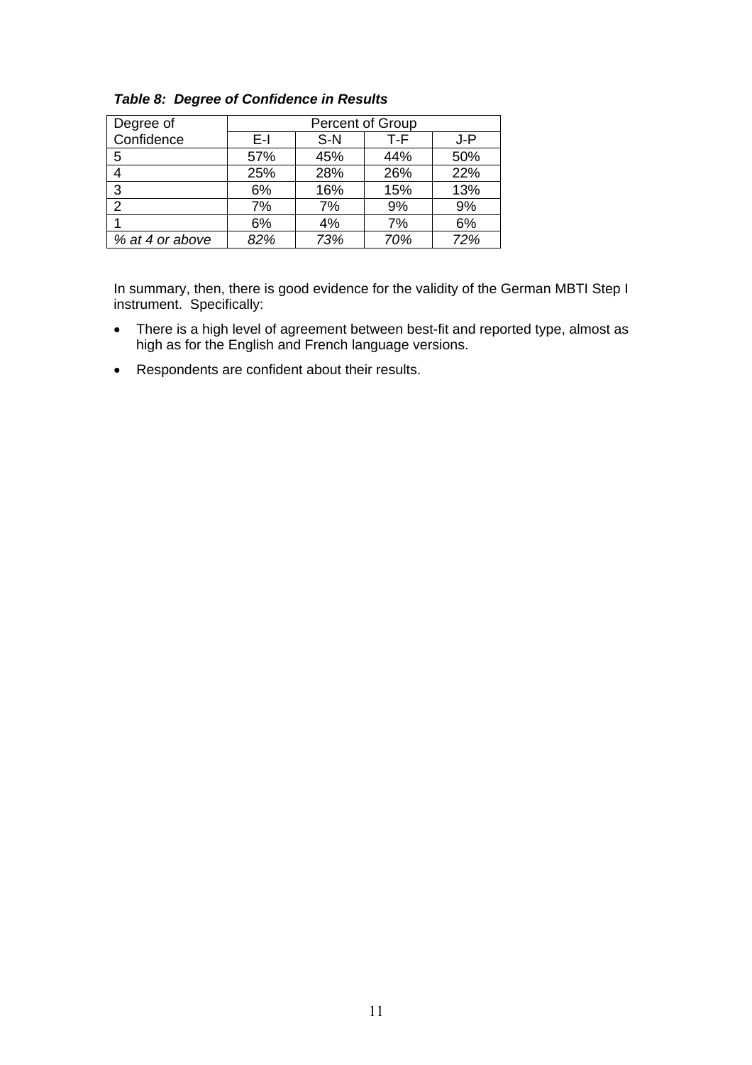***Table 8: Degree of Confidence in Results***

| Degree of Confidence | Percent of Group | | | |
|---|---|---|---|---|
| | E-I | S-N | T-F | J-P |
| 5 | 57% | 45% | 44% | 50% |
| 4 | 25% | 28% | 26% | 22% |
| 3 | 6% | 16% | 15% | 13% |
| 2 | 7% | 7% | 9% | 9% |
| 1 | 6% | 4% | 7% | 6% |
| *% at 4 or above* | *82%* | *73%* | *70%* | *72%* |

In summary, then, there is good evidence for the validity of the German MBTI Step I instrument. Specifically:

- There is a high level of agreement between best-fit and reported type, almost as high as for the English and French language versions.
- Respondents are confident about their results.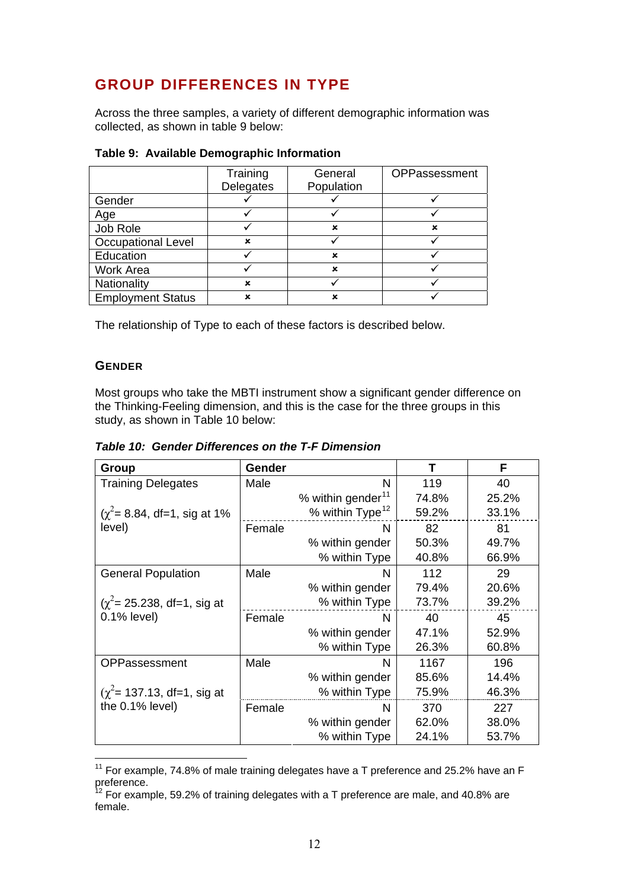## GROUP DIFFERENCES IN TYPE

Across the three samples, a variety of different demographic information was collected, as shown in table 9 below:

**Table 9: Available Demographic Information**

| | Training Delegates | General Population | OPPassessment |
|---|---|---|---|
| Gender | ✓ | ✓ | ✓ |
| Age | ✓ | ✓ | ✓ |
| Job Role | ✓ | × | × |
| Occupational Level | × | ✓ | ✓ |
| Education | ✓ | × | ✓ |
| Work Area | ✓ | × | ✓ |
| Nationality | × | ✓ | ✓ |
| Employment Status | × | × | ✓ |

The relationship of Type to each of these factors is described below.

### GENDER

Most groups who take the MBTI instrument show a significant gender difference on the Thinking-Feeling dimension, and this is the case for the three groups in this study, as shown in Table 10 below:

***Table 10: Gender Differences on the T-F Dimension***

| Group | Gender | | T | F |
|---|---|---|---|---|
| Training Delegates ($\chi^2$= 8.84, df=1, sig at 1% level) | Male | N | 119 | 40 |
| | | % within gender[11] | 74.8% | 25.2% |
| | | % within Type[12] | 59.2% | 33.1% |
| | Female | N | 82 | 81 |
| | | % within gender | 50.3% | 49.7% |
| | | % within Type | 40.8% | 66.9% |
| General Population ($\chi^2$= 25.238, df=1, sig at 0.1% level) | Male | N | 112 | 29 |
| | | % within gender | 79.4% | 20.6% |
| | | % within Type | 73.7% | 39.2% |
| | Female | N | 40 | 45 |
| | | % within gender | 47.1% | 52.9% |
| | | % within Type | 26.3% | 60.8% |
| OPPassessment ($\chi^2$= 137.13, df=1, sig at the 0.1% level) | Male | N | 1167 | 196 |
| | | % within gender | 85.6% | 14.4% |
| | | % within Type | 75.9% | 46.3% |
| | Female | N | 370 | 227 |
| | | % within gender | 62.0% | 38.0% |
| | | % within Type | 24.1% | 53.7% |

[11] For example, 74.8% of male training delegates have a T preference and 25.2% have an F preference.

[12] For example, 59.2% of training delegates with a T preference are male, and 40.8% are female.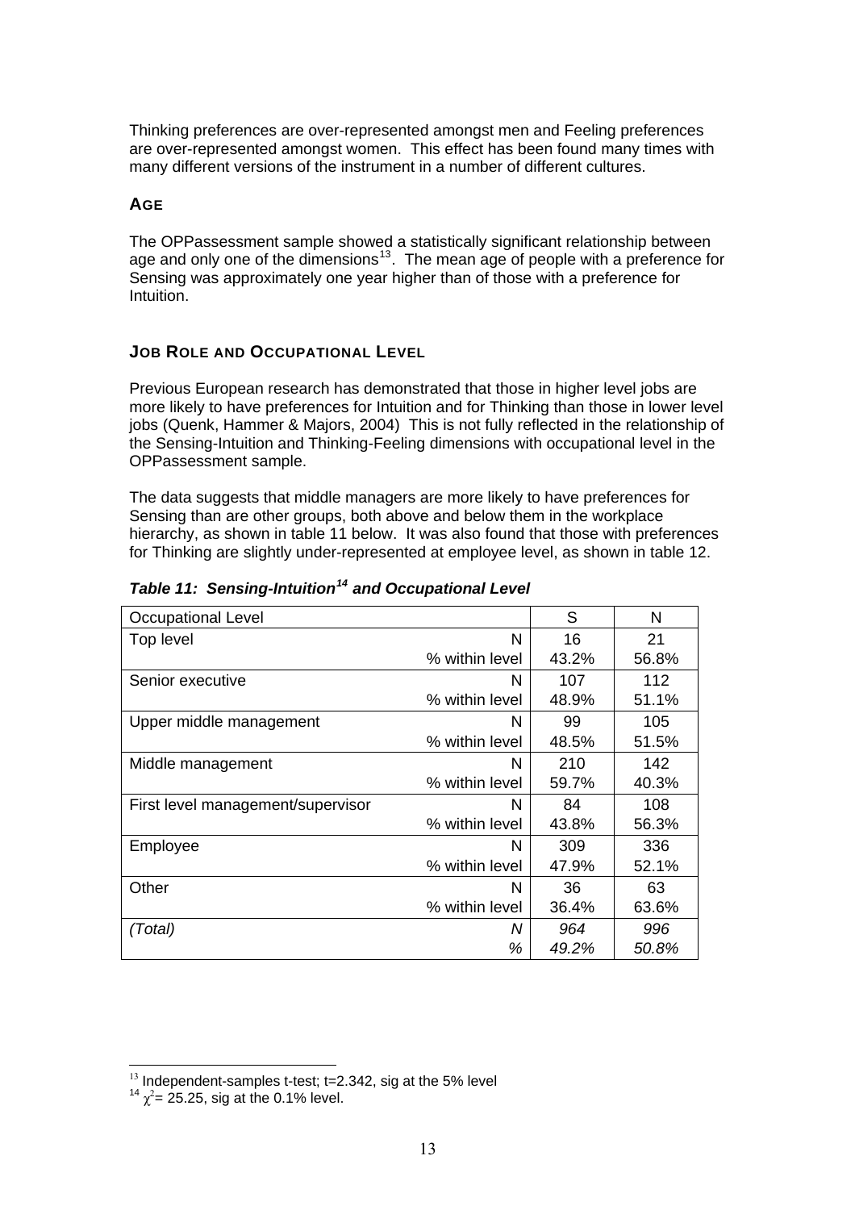Thinking preferences are over-represented amongst men and Feeling preferences are over-represented amongst women. This effect has been found many times with many different versions of the instrument in a number of different cultures.

### AGE

The OPPassessment sample showed a statistically significant relationship between age and only one of the dimensions[13]. The mean age of people with a preference for Sensing was approximately one year higher than of those with a preference for Intuition.

### JOB ROLE AND OCCUPATIONAL LEVEL

Previous European research has demonstrated that those in higher level jobs are more likely to have preferences for Intuition and for Thinking than those in lower level jobs (Quenk, Hammer & Majors, 2004) This is not fully reflected in the relationship of the Sensing-Intuition and Thinking-Feeling dimensions with occupational level in the OPPassessment sample.

The data suggests that middle managers are more likely to have preferences for Sensing than are other groups, both above and below them in the workplace hierarchy, as shown in table 11 below. It was also found that those with preferences for Thinking are slightly under-represented at employee level, as shown in table 12.

***Table 11: Sensing-Intuition[14] and Occupational Level***

| Occupational Level | | S | N |
|---|---|---|---|
| Top level | N | 16 | 21 |
| | % within level | 43.2% | 56.8% |
| Senior executive | N | 107 | 112 |
| | % within level | 48.9% | 51.1% |
| Upper middle management | N | 99 | 105 |
| | % within level | 48.5% | 51.5% |
| Middle management | N | 210 | 142 |
| | % within level | 59.7% | 40.3% |
| First level management/supervisor | N | 84 | 108 |
| | % within level | 43.8% | 56.3% |
| Employee | N | 309 | 336 |
| | % within level | 47.9% | 52.1% |
| Other | N | 36 | 63 |
| | % within level | 36.4% | 63.6% |
| *(Total)* | *N* | *964* | *996* |
| | *%* | *49.2%* | *50.8%* |

---

[13] Independent-samples t-test; t=2.342, sig at the 5% level

[14] $\chi^2$= 25.25, sig at the 0.1% level.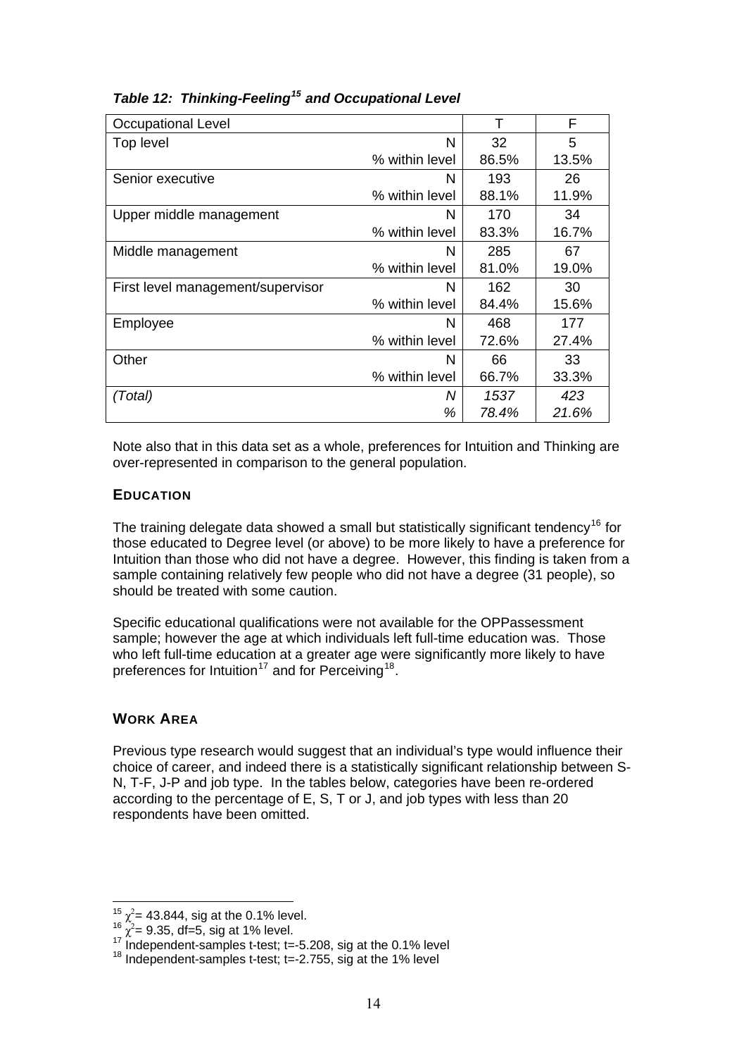***Table 12: Thinking-Feeling[15] and Occupational Level***

| Occupational Level | | T | F |
|---|---|---|---|
| Top level | N | 32 | 5 |
| | % within level | 86.5% | 13.5% |
| Senior executive | N | 193 | 26 |
| | % within level | 88.1% | 11.9% |
| Upper middle management | N | 170 | 34 |
| | % within level | 83.3% | 16.7% |
| Middle management | N | 285 | 67 |
| | % within level | 81.0% | 19.0% |
| First level management/supervisor | N | 162 | 30 |
| | % within level | 84.4% | 15.6% |
| Employee | N | 468 | 177 |
| | % within level | 72.6% | 27.4% |
| Other | N | 66 | 33 |
| | % within level | 66.7% | 33.3% |
| *(Total)* | *N* | *1537* | *423* |
| | *%* | *78.4%* | *21.6%* |

Note also that in this data set as a whole, preferences for Intuition and Thinking are over-represented in comparison to the general population.

### EDUCATION

The training delegate data showed a small but statistically significant tendency[16] for those educated to Degree level (or above) to be more likely to have a preference for Intuition than those who did not have a degree. However, this finding is taken from a sample containing relatively few people who did not have a degree (31 people), so should be treated with some caution.

Specific educational qualifications were not available for the OPPassessment sample; however the age at which individuals left full-time education was. Those who left full-time education at a greater age were significantly more likely to have preferences for Intuition[17] and for Perceiving[18].

### WORK AREA

Previous type research would suggest that an individual's type would influence their choice of career, and indeed there is a statistically significant relationship between S-N, T-F, J-P and job type. In the tables below, categories have been re-ordered according to the percentage of E, S, T or J, and job types with less than 20 respondents have been omitted.

---

[15] $\chi^2$= 43.844, sig at the 0.1% level.
[16] $\chi^2$= 9.35, df=5, sig at 1% level.
[17] Independent-samples t-test; t=-5.208, sig at the 0.1% level
[18] Independent-samples t-test; t=-2.755, sig at the 1% level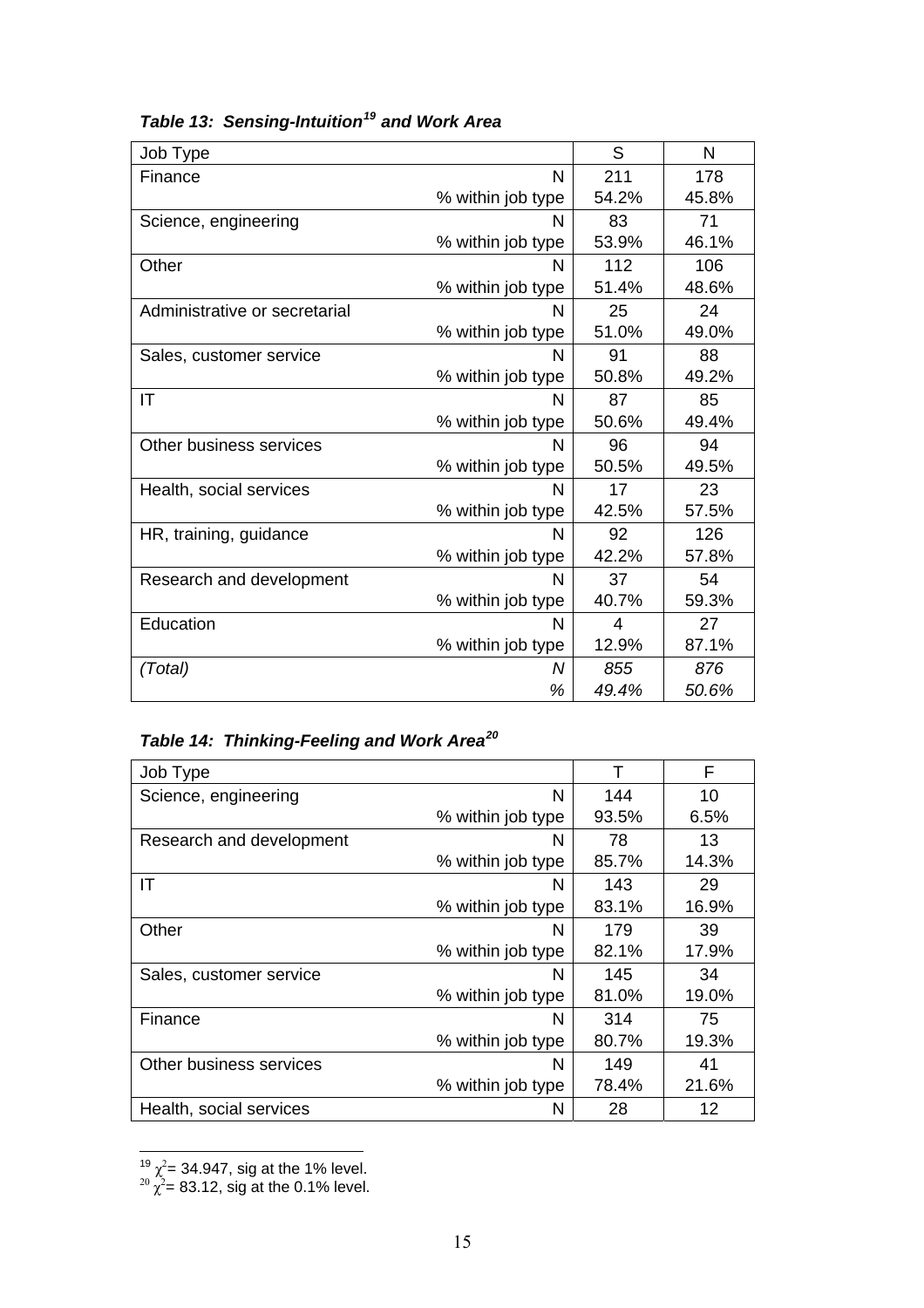***Table 13: Sensing-Intuition[19] and Work Area***

| Job Type | | S | N |
|---|---|---|---|
| Finance | N | 211 | 178 |
| | % within job type | 54.2% | 45.8% |
| Science, engineering | N | 83 | 71 |
| | % within job type | 53.9% | 46.1% |
| Other | N | 112 | 106 |
| | % within job type | 51.4% | 48.6% |
| Administrative or secretarial | N | 25 | 24 |
| | % within job type | 51.0% | 49.0% |
| Sales, customer service | N | 91 | 88 |
| | % within job type | 50.8% | 49.2% |
| IT | N | 87 | 85 |
| | % within job type | 50.6% | 49.4% |
| Other business services | N | 96 | 94 |
| | % within job type | 50.5% | 49.5% |
| Health, social services | N | 17 | 23 |
| | % within job type | 42.5% | 57.5% |
| HR, training, guidance | N | 92 | 126 |
| | % within job type | 42.2% | 57.8% |
| Research and development | N | 37 | 54 |
| | % within job type | 40.7% | 59.3% |
| Education | N | 4 | 27 |
| | % within job type | 12.9% | 87.1% |
| *(Total)* | *N* | *855* | *876* |
| | *%* | *49.4%* | *50.6%* |

***Table 14: Thinking-Feeling and Work Area[20]***

| Job Type | | T | F |
|---|---|---|---|
| Science, engineering | N | 144 | 10 |
| | % within job type | 93.5% | 6.5% |
| Research and development | N | 78 | 13 |
| | % within job type | 85.7% | 14.3% |
| IT | N | 143 | 29 |
| | % within job type | 83.1% | 16.9% |
| Other | N | 179 | 39 |
| | % within job type | 82.1% | 17.9% |
| Sales, customer service | N | 145 | 34 |
| | % within job type | 81.0% | 19.0% |
| Finance | N | 314 | 75 |
| | % within job type | 80.7% | 19.3% |
| Other business services | N | 149 | 41 |
| | % within job type | 78.4% | 21.6% |
| Health, social services | N | 28 | 12 |

[19] $\chi^2$= 34.947, sig at the 1% level.
[20] $\chi^2$= 83.12, sig at the 0.1% level.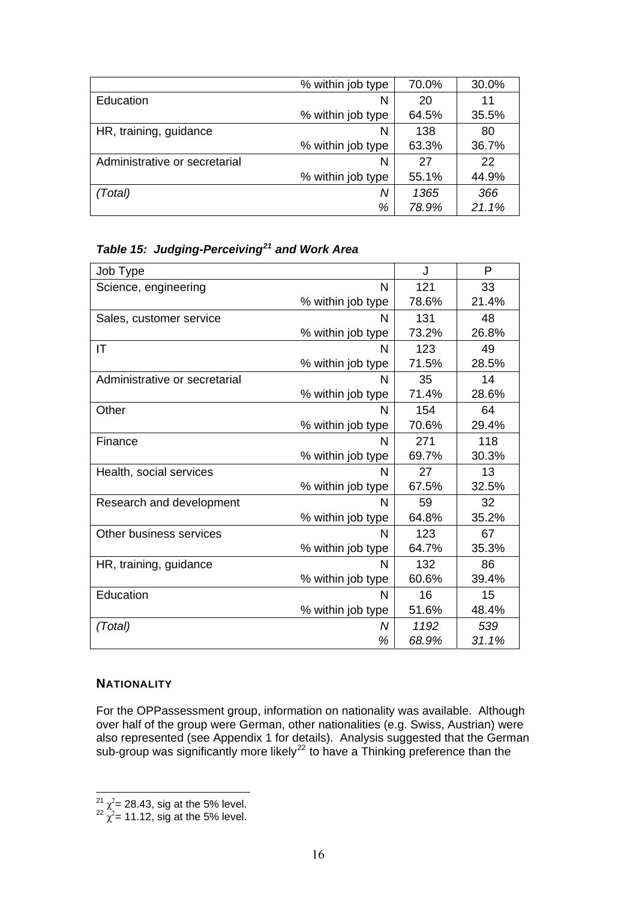| | | | |
|---|---|---|---|
| | % within job type | 70.0% | 30.0% |
| Education | N | 20 | 11 |
| | % within job type | 64.5% | 35.5% |
| HR, training, guidance | N | 138 | 80 |
| | % within job type | 63.3% | 36.7% |
| Administrative or secretarial | N | 27 | 22 |
| | % within job type | 55.1% | 44.9% |
| *(Total)* | *N* | *1365* | *366* |
| | *%* | *78.9%* | *21.1%* |

***Table 15: Judging-Perceiving[21] and Work Area***

| Job Type | | J | P |
|---|---|---|---|
| Science, engineering | N | 121 | 33 |
| | % within job type | 78.6% | 21.4% |
| Sales, customer service | N | 131 | 48 |
| | % within job type | 73.2% | 26.8% |
| IT | N | 123 | 49 |
| | % within job type | 71.5% | 28.5% |
| Administrative or secretarial | N | 35 | 14 |
| | % within job type | 71.4% | 28.6% |
| Other | N | 154 | 64 |
| | % within job type | 70.6% | 29.4% |
| Finance | N | 271 | 118 |
| | % within job type | 69.7% | 30.3% |
| Health, social services | N | 27 | 13 |
| | % within job type | 67.5% | 32.5% |
| Research and development | N | 59 | 32 |
| | % within job type | 64.8% | 35.2% |
| Other business services | N | 123 | 67 |
| | % within job type | 64.7% | 35.3% |
| HR, training, guidance | N | 132 | 86 |
| | % within job type | 60.6% | 39.4% |
| Education | N | 16 | 15 |
| | % within job type | 51.6% | 48.4% |
| *(Total)* | *N* | *1192* | *539* |
| | *%* | *68.9%* | *31.1%* |

### **NATIONALITY**

For the OPPassessment group, information on nationality was available. Although over half of the group were German, other nationalities (e.g. Swiss, Austrian) were also represented (see Appendix 1 for details). Analysis suggested that the German sub-group was significantly more likely[22] to have a Thinking preference than the

---

[21] $\chi^2$= 28.43, sig at the 5% level.
[22] $\chi^2$= 11.12, sig at the 5% level.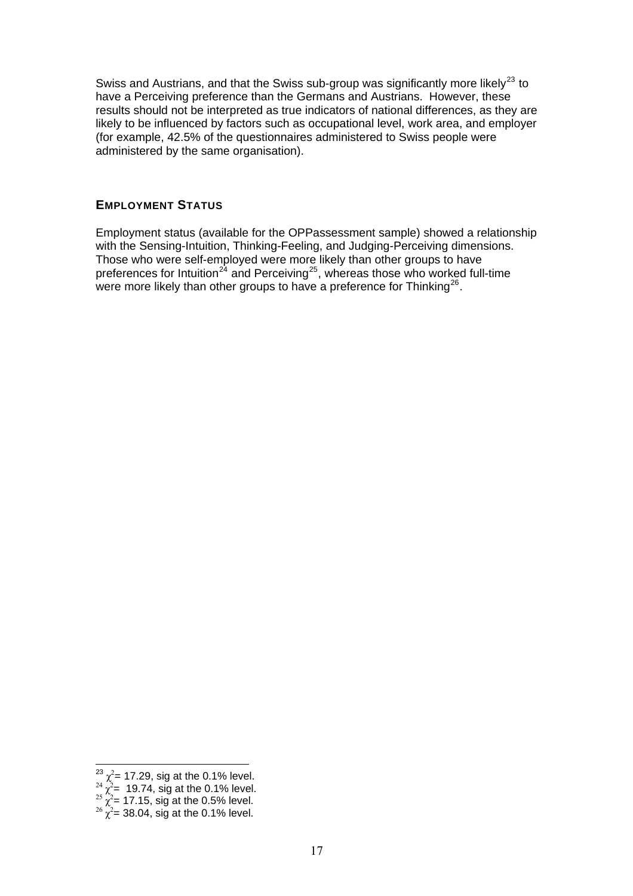Swiss and Austrians, and that the Swiss sub-group was significantly more likely[23] to have a Perceiving preference than the Germans and Austrians. However, these results should not be interpreted as true indicators of national differences, as they are likely to be influenced by factors such as occupational level, work area, and employer (for example, 42.5% of the questionnaires administered to Swiss people were administered by the same organisation).

### EMPLOYMENT STATUS

Employment status (available for the OPPassessment sample) showed a relationship with the Sensing-Intuition, Thinking-Feeling, and Judging-Perceiving dimensions. Those who were self-employed were more likely than other groups to have preferences for Intuition[24] and Perceiving[25], whereas those who worked full-time were more likely than other groups to have a preference for Thinking[26].

---

[23] $\chi^2$= 17.29, sig at the 0.1% level.

[24] $\chi^2$= 19.74, sig at the 0.1% level.

[25] $\chi^2$= 17.15, sig at the 0.5% level.

[26] $\chi^2$= 38.04, sig at the 0.1% level.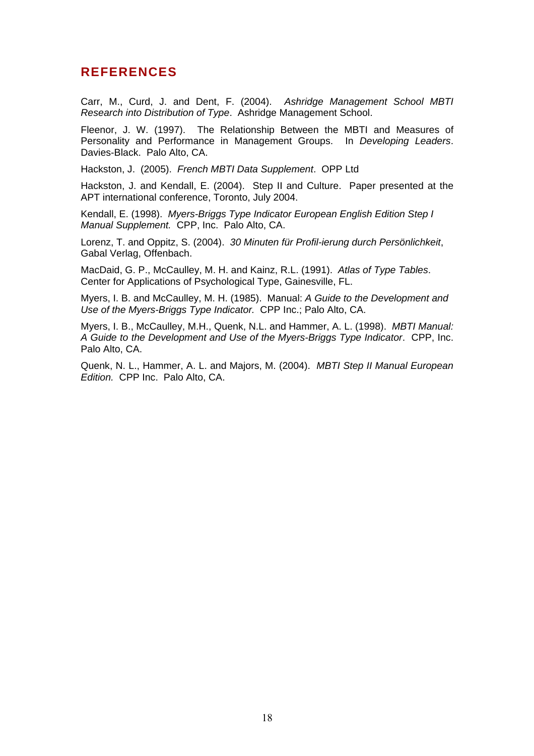## REFERENCES

Carr, M., Curd, J. and Dent, F. (2004). *Ashridge Management School MBTI Research into Distribution of Type*. Ashridge Management School.

Fleenor, J. W. (1997). The Relationship Between the MBTI and Measures of Personality and Performance in Management Groups. In *Developing Leaders*. Davies-Black. Palo Alto, CA.

Hackston, J. (2005). *French MBTI Data Supplement*. OPP Ltd

Hackston, J. and Kendall, E. (2004). Step II and Culture. Paper presented at the APT international conference, Toronto, July 2004.

Kendall, E. (1998). *Myers-Briggs Type Indicator European English Edition Step I Manual Supplement.* CPP, Inc. Palo Alto, CA.

Lorenz, T. and Oppitz, S. (2004). *30 Minuten für Profil-ierung durch Persönlichkeit*, Gabal Verlag, Offenbach.

MacDaid, G. P., McCaulley, M. H. and Kainz, R.L. (1991). *Atlas of Type Tables*. Center for Applications of Psychological Type, Gainesville, FL.

Myers, I. B. and McCaulley, M. H. (1985). Manual: *A Guide to the Development and Use of the Myers-Briggs Type Indicator.* CPP Inc.; Palo Alto, CA.

Myers, I. B., McCaulley, M.H., Quenk, N.L. and Hammer, A. L. (1998). *MBTI Manual: A Guide to the Development and Use of the Myers-Briggs Type Indicator*. CPP, Inc. Palo Alto, CA.

Quenk, N. L., Hammer, A. L. and Majors, M. (2004). *MBTI Step II Manual European Edition.* CPP Inc. Palo Alto, CA.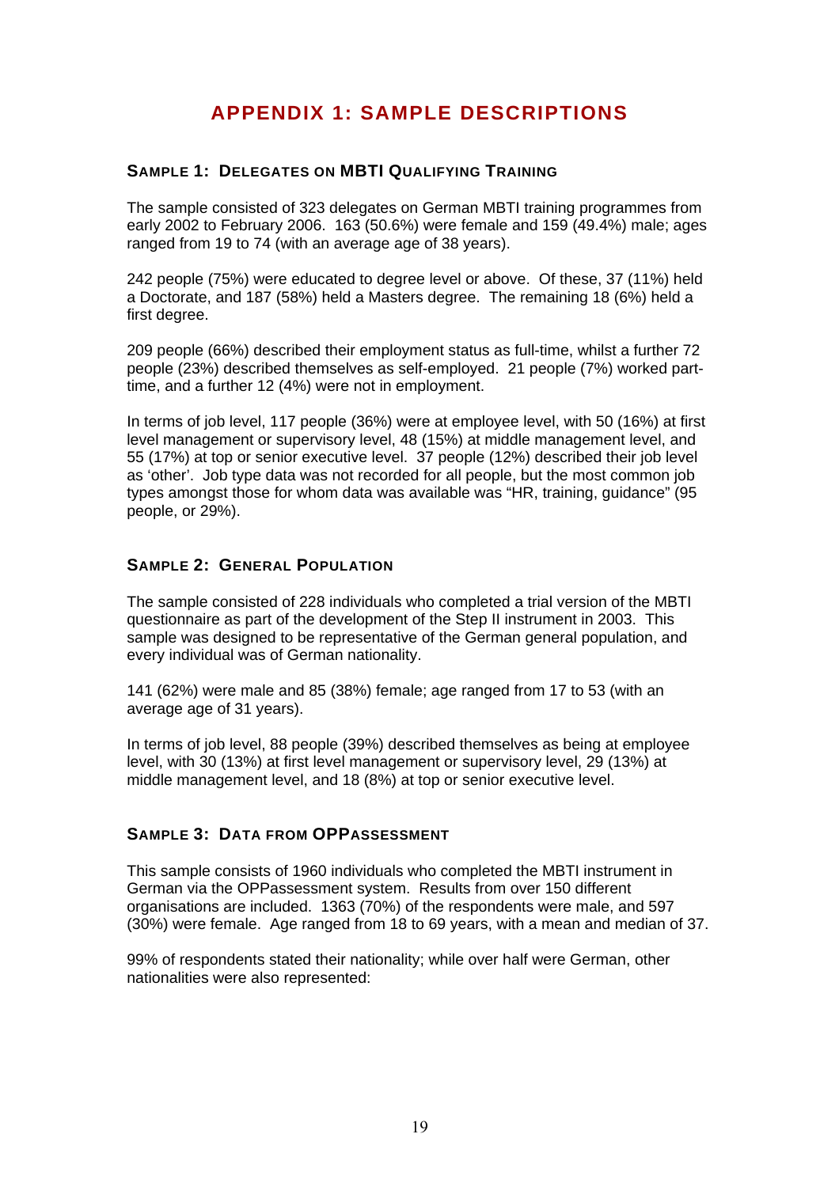# APPENDIX 1: SAMPLE DESCRIPTIONS

## SAMPLE 1: DELEGATES ON MBTI QUALIFYING TRAINING

The sample consisted of 323 delegates on German MBTI training programmes from early 2002 to February 2006. 163 (50.6%) were female and 159 (49.4%) male; ages ranged from 19 to 74 (with an average age of 38 years).

242 people (75%) were educated to degree level or above. Of these, 37 (11%) held a Doctorate, and 187 (58%) held a Masters degree. The remaining 18 (6%) held a first degree.

209 people (66%) described their employment status as full-time, whilst a further 72 people (23%) described themselves as self-employed. 21 people (7%) worked part-time, and a further 12 (4%) were not in employment.

In terms of job level, 117 people (36%) were at employee level, with 50 (16%) at first level management or supervisory level, 48 (15%) at middle management level, and 55 (17%) at top or senior executive level. 37 people (12%) described their job level as 'other'. Job type data was not recorded for all people, but the most common job types amongst those for whom data was available was "HR, training, guidance" (95 people, or 29%).

## SAMPLE 2: GENERAL POPULATION

The sample consisted of 228 individuals who completed a trial version of the MBTI questionnaire as part of the development of the Step II instrument in 2003. This sample was designed to be representative of the German general population, and every individual was of German nationality.

141 (62%) were male and 85 (38%) female; age ranged from 17 to 53 (with an average age of 31 years).

In terms of job level, 88 people (39%) described themselves as being at employee level, with 30 (13%) at first level management or supervisory level, 29 (13%) at middle management level, and 18 (8%) at top or senior executive level.

## SAMPLE 3: DATA FROM OPPASSESSMENT

This sample consists of 1960 individuals who completed the MBTI instrument in German via the OPPassessment system. Results from over 150 different organisations are included. 1363 (70%) of the respondents were male, and 597 (30%) were female. Age ranged from 18 to 69 years, with a mean and median of 37.

99% of respondents stated their nationality; while over half were German, other nationalities were also represented: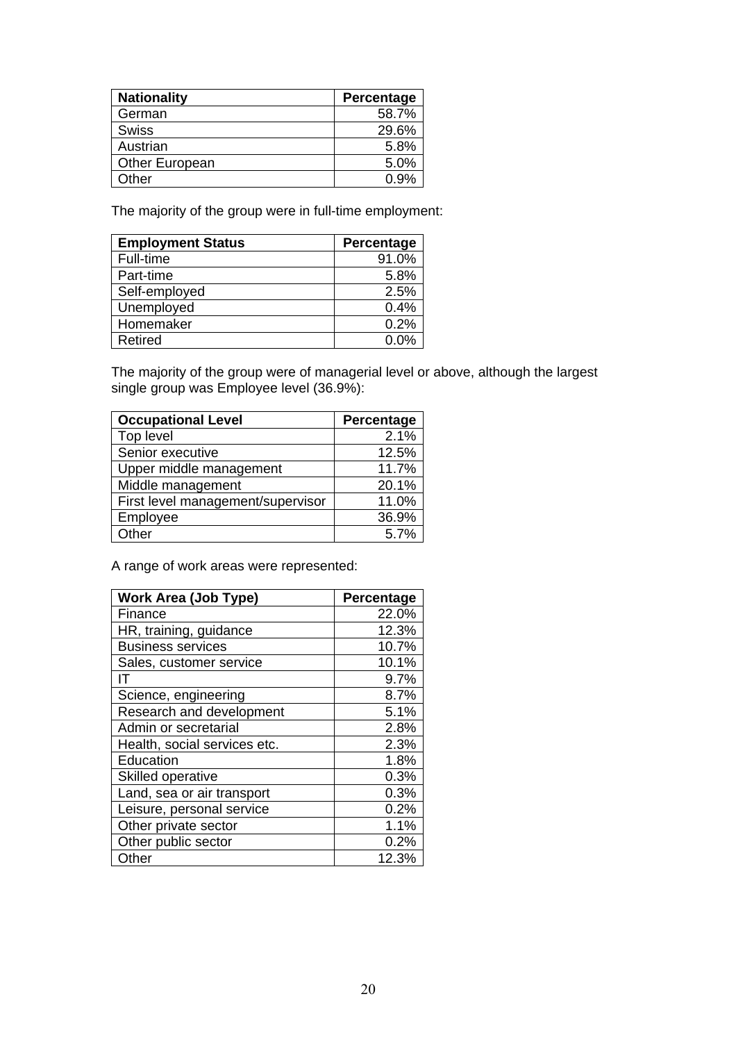| Nationality | Percentage |
|---|---|
| German | 58.7% |
| Swiss | 29.6% |
| Austrian | 5.8% |
| Other European | 5.0% |
| Other | 0.9% |

The majority of the group were in full-time employment:

| Employment Status | Percentage |
|---|---|
| Full-time | 91.0% |
| Part-time | 5.8% |
| Self-employed | 2.5% |
| Unemployed | 0.4% |
| Homemaker | 0.2% |
| Retired | 0.0% |

The majority of the group were of managerial level or above, although the largest single group was Employee level (36.9%):

| Occupational Level | Percentage |
|---|---|
| Top level | 2.1% |
| Senior executive | 12.5% |
| Upper middle management | 11.7% |
| Middle management | 20.1% |
| First level management/supervisor | 11.0% |
| Employee | 36.9% |
| Other | 5.7% |

A range of work areas were represented:

| Work Area (Job Type) | Percentage |
|---|---|
| Finance | 22.0% |
| HR, training, guidance | 12.3% |
| Business services | 10.7% |
| Sales, customer service | 10.1% |
| IT | 9.7% |
| Science, engineering | 8.7% |
| Research and development | 5.1% |
| Admin or secretarial | 2.8% |
| Health, social services etc. | 2.3% |
| Education | 1.8% |
| Skilled operative | 0.3% |
| Land, sea or air transport | 0.3% |
| Leisure, personal service | 0.2% |
| Other private sector | 1.1% |
| Other public sector | 0.2% |
| Other | 12.3% |